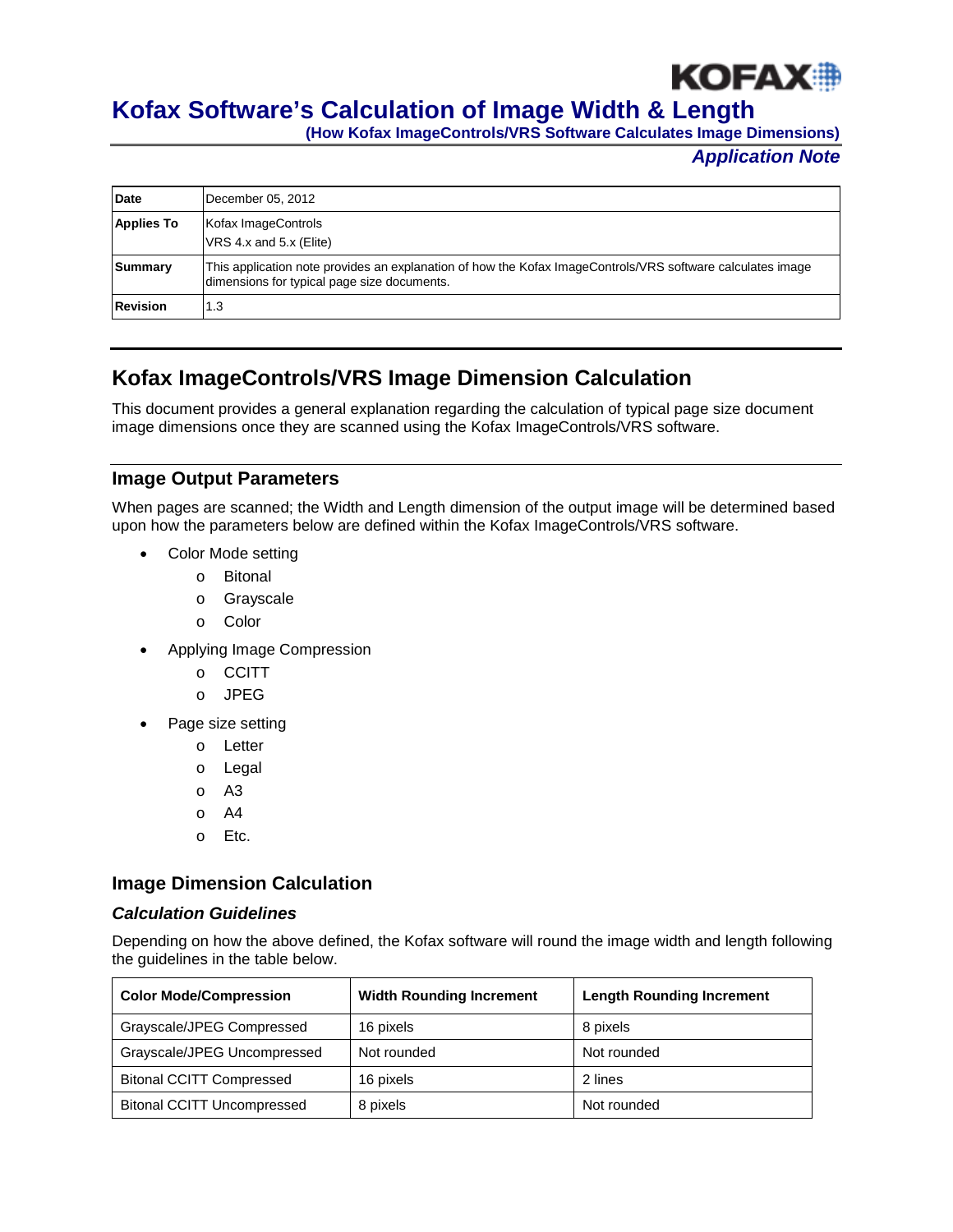# Kofax Software's Calculation of Image Width & Length

**(How Kofax ImageControls/VRS Software Calculates Image Dimensions)**

***Application Note***

| **Date** | December 05, 2012 |
|---|---|
| **Applies To** | Kofax ImageControls<br>VRS 4.x and 5.x (Elite) |
| **Summary** | This application note provides an explanation of how the Kofax ImageControls/VRS software calculates image dimensions for typical page size documents. |
| **Revision** | 1.3 |

## Kofax ImageControls/VRS Image Dimension Calculation

This document provides a general explanation regarding the calculation of typical page size document image dimensions once they are scanned using the Kofax ImageControls/VRS software.

### Image Output Parameters

When pages are scanned; the Width and Length dimension of the output image will be determined based upon how the parameters below are defined within the Kofax ImageControls/VRS software.

- Color Mode setting
  - Bitonal
  - Grayscale
  - Color
- Applying Image Compression
  - CCITT
  - JPEG
- Page size setting
  - Letter
  - Legal
  - A3
  - A4
  - Etc.

### Image Dimension Calculation

#### *Calculation Guidelines*

Depending on how the above defined, the Kofax software will round the image width and length following the guidelines in the table below.

| Color Mode/Compression | Width Rounding Increment | Length Rounding Increment |
|---|---|---|
| Grayscale/JPEG Compressed | 16 pixels | 8 pixels |
| Grayscale/JPEG Uncompressed | Not rounded | Not rounded |
| Bitonal CCITT Compressed | 16 pixels | 2 lines |
| Bitonal CCITT Uncompressed | 8 pixels | Not rounded |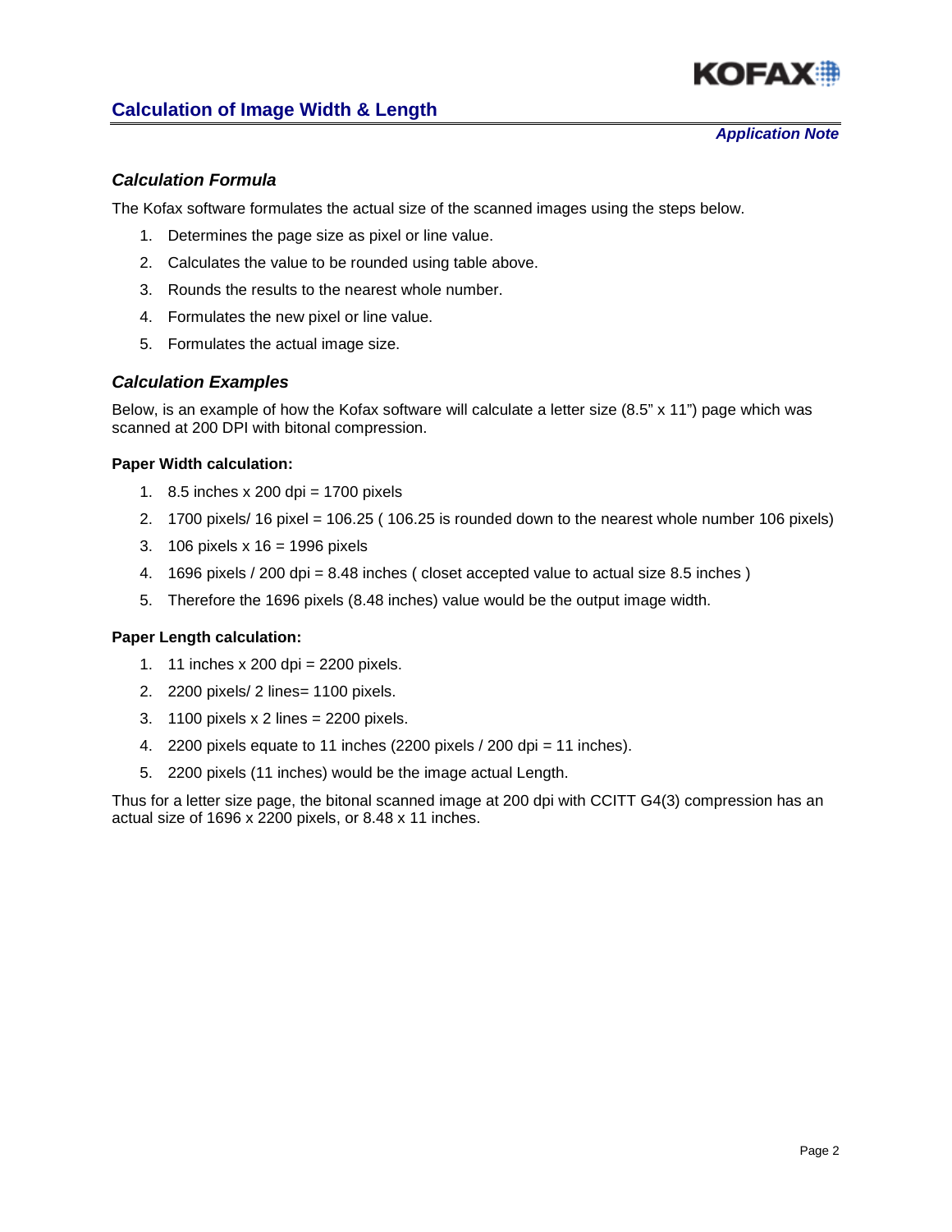## Calculation of Image Width & Length

***Application Note***

### *Calculation Formula*

The Kofax software formulates the actual size of the scanned images using the steps below.

1. Determines the page size as pixel or line value.
2. Calculates the value to be rounded using table above.
3. Rounds the results to the nearest whole number.
4. Formulates the new pixel or line value.
5. Formulates the actual image size.

### *Calculation Examples*

Below, is an example of how the Kofax software will calculate a letter size (8.5" x 11") page which was scanned at 200 DPI with bitonal compression.

**Paper Width calculation:**

1. 8.5 inches x 200 dpi = 1700 pixels
2. 1700 pixels/ 16 pixel = 106.25 ( 106.25 is rounded down to the nearest whole number 106 pixels)
3. 106 pixels x 16 = 1996 pixels
4. 1696 pixels / 200 dpi = 8.48 inches ( closet accepted value to actual size 8.5 inches )
5. Therefore the 1696 pixels (8.48 inches) value would be the output image width.

**Paper Length calculation:**

1. 11 inches x 200 dpi = 2200 pixels.
2. 2200 pixels/ 2 lines= 1100 pixels.
3. 1100 pixels x 2 lines = 2200 pixels.
4. 2200 pixels equate to 11 inches (2200 pixels / 200 dpi = 11 inches).
5. 2200 pixels (11 inches) would be the image actual Length.

Thus for a letter size page, the bitonal scanned image at 200 dpi with CCITT G4(3) compression has an actual size of 1696 x 2200 pixels, or 8.48 x 11 inches.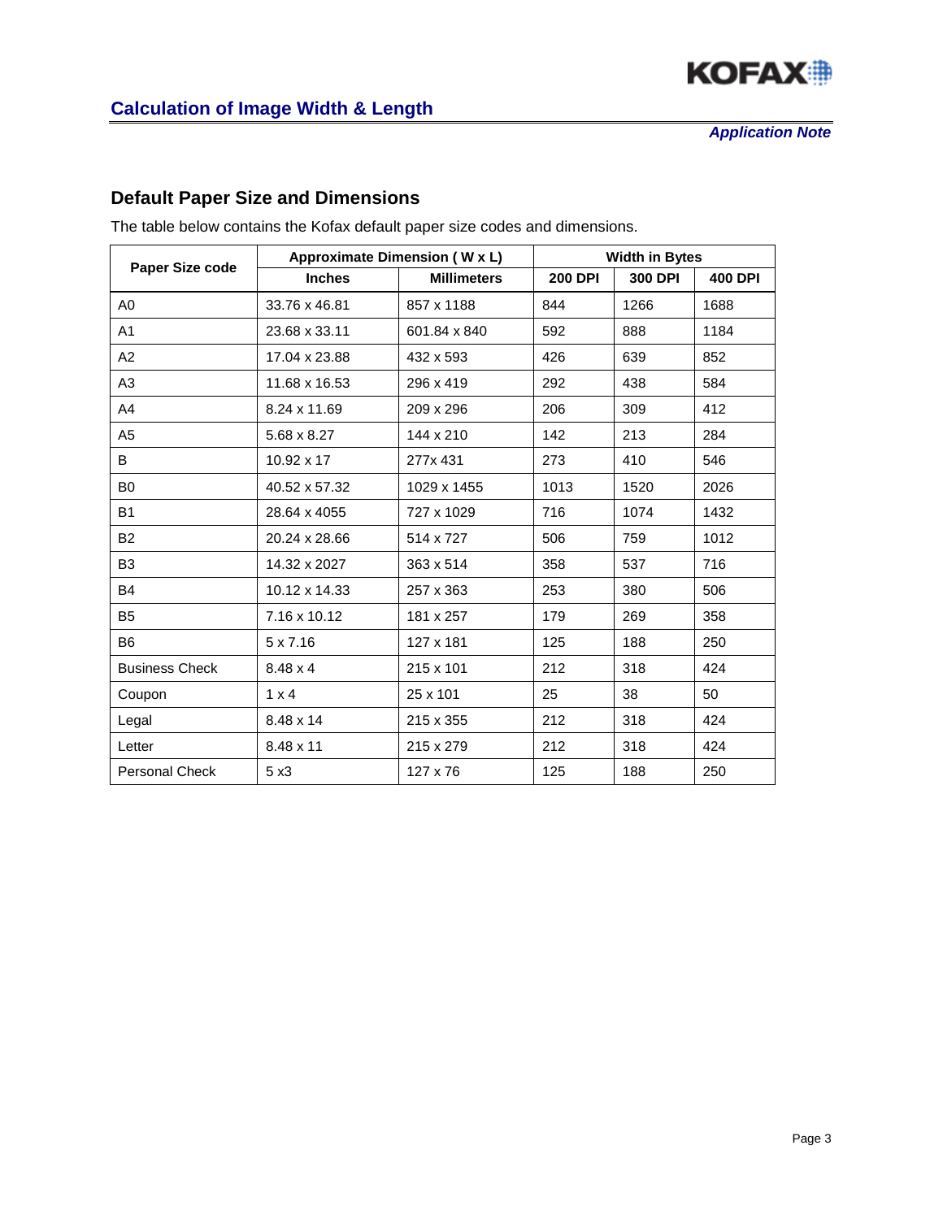## Default Paper Size and Dimensions

The table below contains the Kofax default paper size codes and dimensions.

| Paper Size code | Approximate Dimension ( W x L) | | Width in Bytes | | |
|---|---|---|---|---|---|
| | Inches | Millimeters | 200 DPI | 300 DPI | 400 DPI |
| A0 | 33.76 x 46.81 | 857 x 1188 | 844 | 1266 | 1688 |
| A1 | 23.68 x 33.11 | 601.84 x 840 | 592 | 888 | 1184 |
| A2 | 17.04 x 23.88 | 432 x 593 | 426 | 639 | 852 |
| A3 | 11.68 x 16.53 | 296 x 419 | 292 | 438 | 584 |
| A4 | 8.24 x 11.69 | 209 x 296 | 206 | 309 | 412 |
| A5 | 5.68 x 8.27 | 144 x 210 | 142 | 213 | 284 |
| B | 10.92 x 17 | 277x 431 | 273 | 410 | 546 |
| B0 | 40.52 x 57.32 | 1029 x 1455 | 1013 | 1520 | 2026 |
| B1 | 28.64 x 4055 | 727 x 1029 | 716 | 1074 | 1432 |
| B2 | 20.24 x 28.66 | 514 x 727 | 506 | 759 | 1012 |
| B3 | 14.32 x 2027 | 363 x 514 | 358 | 537 | 716 |
| B4 | 10.12 x 14.33 | 257 x 363 | 253 | 380 | 506 |
| B5 | 7.16 x 10.12 | 181 x 257 | 179 | 269 | 358 |
| B6 | 5 x 7.16 | 127 x 181 | 125 | 188 | 250 |
| Business Check | 8.48 x 4 | 215 x 101 | 212 | 318 | 424 |
| Coupon | 1 x 4 | 25 x 101 | 25 | 38 | 50 |
| Legal | 8.48 x 14 | 215 x 355 | 212 | 318 | 424 |
| Letter | 8.48 x 11 | 215 x 279 | 212 | 318 | 424 |
| Personal Check | 5 x3 | 127 x 76 | 125 | 188 | 250 |